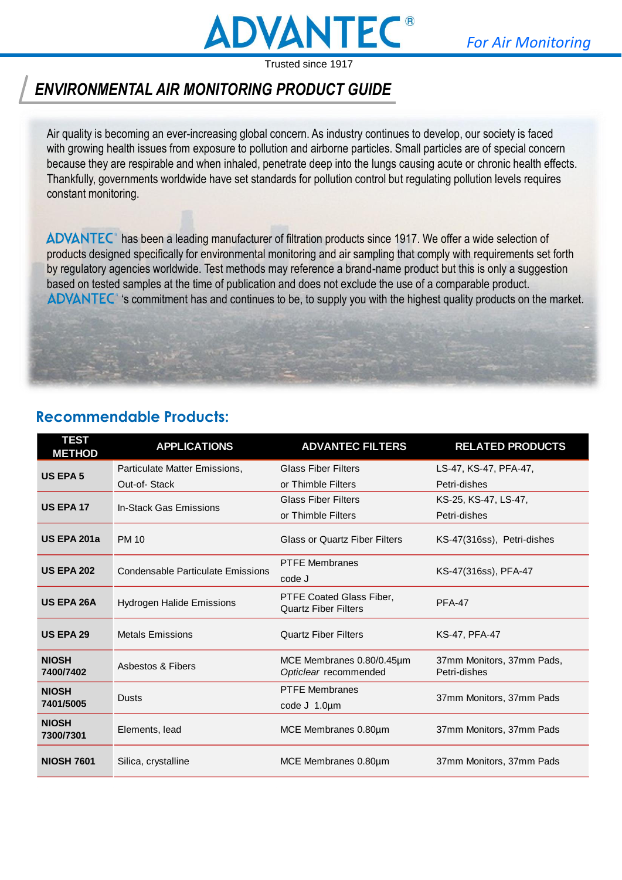# ADVANTEC®

Trusted since 1917

*For Air Monitoring*

## *ENVIRONMENTAL AIR MONITORING PRODUCT GUIDE*

Air quality is becoming an ever-increasing global concern. As industry continues to develop, our society is faced with growing health issues from exposure to pollution and airborne particles. Small particles are of special concern because they are respirable and when inhaled, penetrate deep into the lungs causing acute or chronic health effects. Thankfully, governments worldwide have set standards for pollution control but regulating pollution levels requires constant monitoring.

ADVANTEC® has been a leading manufacturer of filtration products since 1917. We offer a wide selection of products designed specifically for environmental monitoring and air sampling that comply with requirements set forth by regulatory agencies worldwide. Test methods may reference a brand-name product but this is only a suggestion based on tested samples at the time of publication and does not exclude the use of a comparable product. ADVANTEC® 's commitment has and continues to be, to supply you with the highest quality products on the market.

## Recommendable Products:

| TEST METHOD | APPLICATIONS | ADVANTEC FILTERS | RELATED PRODUCTS |
|---|---|---|---|
| **US EPA 5** | Particulate Matter Emissions, Out-of- Stack | Glass Fiber Filters or Thimble Filters | LS-47, KS-47, PFA-47, Petri-dishes |
| **US EPA 17** | In-Stack Gas Emissions | Glass Fiber Filters or Thimble Filters | KS-25, KS-47, LS-47, Petri-dishes |
| **US EPA 201a** | PM 10 | Glass or Quartz Fiber Filters | KS-47(316ss), Petri-dishes |
| **US EPA 202** | Condensable Particulate Emissions | PTFE Membranes code J | KS-47(316ss), PFA-47 |
| **US EPA 26A** | Hydrogen Halide Emissions | PTFE Coated Glass Fiber, Quartz Fiber Filters | PFA-47 |
| **US EPA 29** | Metals Emissions | Quartz Fiber Filters | KS-47, PFA-47 |
| **NIOSH 7400/7402** | Asbestos & Fibers | MCE Membranes 0.80/0.45µm *Opticlear* recommended | 37mm Monitors, 37mm Pads, Petri-dishes |
| **NIOSH 7401/5005** | Dusts | PTFE Membranes code J 1.0µm | 37mm Monitors, 37mm Pads |
| **NIOSH 7300/7301** | Elements, lead | MCE Membranes 0.80µm | 37mm Monitors, 37mm Pads |
| **NIOSH 7601** | Silica, crystalline | MCE Membranes 0.80µm | 37mm Monitors, 37mm Pads |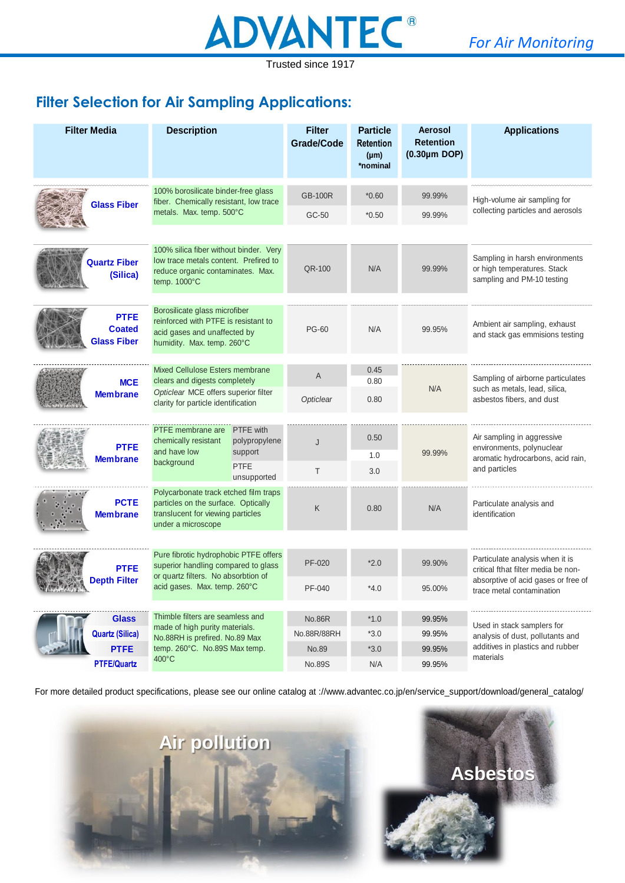ADVANTEC®

Trusted since 1917

*For Air Monitoring*

## Filter Selection for Air Sampling Applications:

| Filter Media | Description | Filter Grade/Code | Particle Retention (μm) *nominal | Aerosol Retention (0.30μm DOP) | Applications |
|---|---|---|---|---|---|
| Glass Fiber | 100% borosilicate binder-free glass fiber. Chemically resistant, low trace metals. Max. temp. 500°C | GB-100R | *0.60 | 99.99% | High-volume air sampling for collecting particles and aerosols |
| | | GC-50 | *0.50 | 99.99% | |
| Quartz Fiber (Silica) | 100% silica fiber without binder. Very low trace metals content. Prefired to reduce organic contaminates. Max. temp. 1000°C | QR-100 | N/A | 99.99% | Sampling in harsh environments or high temperatures. Stack sampling and PM-10 testing |
| PTFE Coated Glass Fiber | Borosilicate glass microfiber reinforced with PTFE is resistant to acid gases and unaffected by humidity. Max. temp. 260°C | PG-60 | N/A | 99.95% | Ambient air sampling, exhaust and stack gas emmisions testing |
| MCE Membrane | Mixed Cellulose Esters membrane clears and digests completely | A | 0.45 / 0.80 | N/A | Sampling of airborne particulates such as metals, lead, silica, asbestos fibers, and dust |
| | *Opticlear* MCE offers superior filter clarity for particle identification | *Opticlear* | 0.80 | | |
| PTFE Membrane | PTFE membrane are chemically resistant and have low background. PTFE with polypropylene support | J | 0.50 / 1.0 | 99.99% | Air sampling in aggressive environments, polynuclear aromatic hydrocarbons, acid rain, and particles |
| | PTFE unsupported | T | 3.0 | | |
| PCTE Membrane | Polycarbonate track etched film traps particles on the surface. Optically translucent for viewing particles under a microscope | K | 0.80 | N/A | Particulate analysis and identification |
| PTFE Depth Filter | Pure fibrotic hydrophobic PTFE offers superior handling compared to glass or quartz filters. No absorbtion of acid gases. Max. temp. 260°C | PF-020 | *2.0 | 99.90% | Particulate analysis when it is critical fthat filter media be non-absorptive of acid gases or free of trace metal contamination |
| | | PF-040 | *4.0 | 95.00% | |
| Glass | Thimble filters are seamless and made of high purity materials. No.88RH is prefired. No.89 Max temp. 260°C. No.89S Max temp. 400°C | No.86R | *1.0 | 99.95% | Used in stack samplers for analysis of dust, pollutants and additives in plastics and rubber materials |
| Quartz (Silica) | | No.88R/88RH | *3.0 | 99.95% | |
| PTFE | | No.89 | *3.0 | 99.95% | |
| PTFE/Quartz | | No.89S | N/A | 99.95% | |

For more detailed product specifications, please see our online catalog at ://www.advantec.co.jp/en/service_support/download/general_catalog/

Air pollution

Asbestos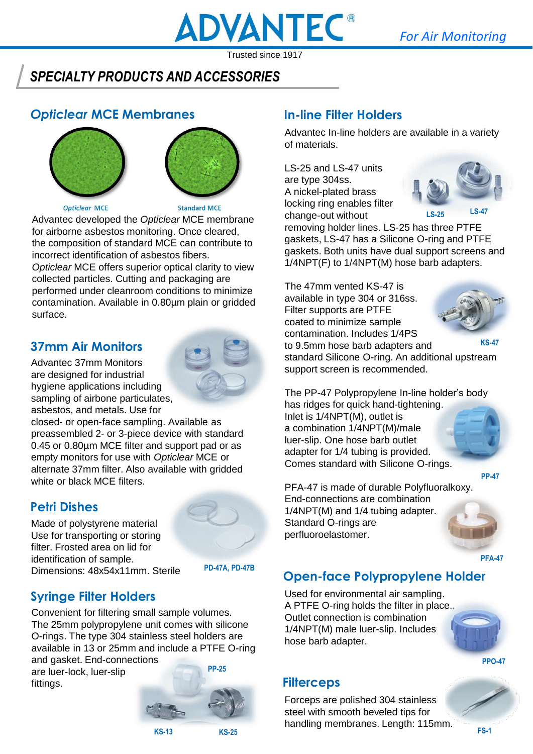# SPECIALTY PRODUCTS AND ACCESSORIES

## *Opticlear* MCE Membranes

*Opticlear* MCE    Standard MCE

Advantec developed the *Opticlear* MCE membrane for airborne asbestos monitoring. Once cleared, the composition of standard MCE can contribute to incorrect identification of asbestos fibers. *Opticlear* MCE offers superior optical clarity to view collected particles. Cutting and packaging are performed under cleanroom conditions to minimize contamination. Available in 0.80µm plain or gridded surface.

## 37mm Air Monitors

Advantec 37mm Monitors are designed for industrial hygiene applications including sampling of airbone particulates, asbestos, and metals. Use for closed- or open-face sampling. Available as preassembled 2- or 3-piece device with standard 0.45 or 0.80µm MCE filter and support pad or as empty monitors for use with *Opticlear* MCE or alternate 37mm filter. Also available with gridded white or black MCE filters.

## Petri Dishes

Made of polystyrene material Use for transporting or storing filter. Frosted area on lid for identification of sample. Dimensions: 48x54x11mm. Sterile

PD-47A, PD-47B

## Syringe Filter Holders

Convenient for filtering small sample volumes. The 25mm polypropylene unit comes with silicone O-rings. The type 304 stainless steel holders are available in 13 or 25mm and include a PTFE O-ring and gasket. End-connections are luer-lock, luer-slip fittings.

PP-25

KS-13    KS-25

## In-line Filter Holders

Advantec In-line holders are available in a variety of materials.

LS-25 and LS-47 units are type 304ss. A nickel-plated brass locking ring enables filter change-out without removing holder lines. LS-25 has three PTFE gaskets, LS-47 has a Silicone O-ring and PTFE gaskets. Both units have dual support screens and 1/4NPT(F) to 1/4NPT(M) hose barb adapters.

LS-25    LS-47

The 47mm vented KS-47 is available in type 304 or 316ss. Filter supports are PTFE coated to minimize sample contamination. Includes 1/4PS to 9.5mm hose barb adapters and standard Silicone O-ring. An additional upstream support screen is recommended.

KS-47

The PP-47 Polypropylene In-line holder's body has ridges for quick hand-tightening. Inlet is 1/4NPT(M), outlet is a combination 1/4NPT(M)/male luer-slip. One hose barb outlet adapter for 1/4 tubing is provided. Comes standard with Silicone O-rings.

PP-47

PFA-47 is made of durable Polyfluoralkoxy. End-connections are combination 1/4NPT(M) and 1/4 tubing adapter. Standard O-rings are perfluoroelastomer.

PFA-47

## Open-face Polypropylene Holder

Used for environmental air sampling. A PTFE O-ring holds the filter in place.. Outlet connection is combination 1/4NPT(M) male luer-slip. Includes hose barb adapter.

PPO-47

## Filterceps

Forceps are polished 304 stainless steel with smooth beveled tips for handling membranes. Length: 115mm.

FS-1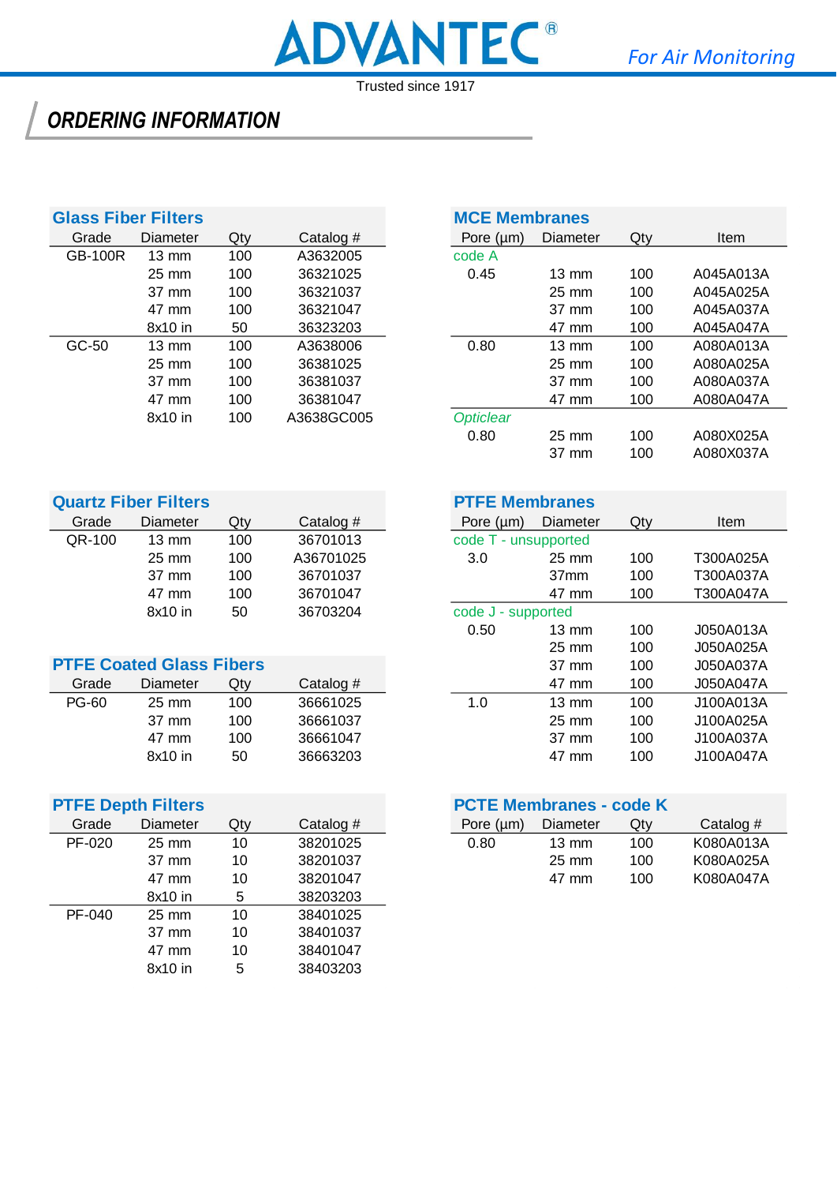# ADVANTEC®

*For Air Monitoring*

Trusted since 1917

## ORDERING INFORMATION

### Glass Fiber Filters

| Grade | Diameter | Qty | Catalog # |
|---|---|---|---|
| GB-100R | 13 mm | 100 | A3632005 |
| | 25 mm | 100 | 36321025 |
| | 37 mm | 100 | 36321037 |
| | 47 mm | 100 | 36321047 |
| | 8x10 in | 50 | 36323203 |
| GC-50 | 13 mm | 100 | A3638006 |
| | 25 mm | 100 | 36381025 |
| | 37 mm | 100 | 36381037 |
| | 47 mm | 100 | 36381047 |
| | 8x10 in | 100 | A3638GC005 |

### Quartz Fiber Filters

| Grade | Diameter | Qty | Catalog # |
|---|---|---|---|
| QR-100 | 13 mm | 100 | 36701013 |
| | 25 mm | 100 | A36701025 |
| | 37 mm | 100 | 36701037 |
| | 47 mm | 100 | 36701047 |
| | 8x10 in | 50 | 36703204 |

### PTFE Coated Glass Fibers

| Grade | Diameter | Qty | Catalog # |
|---|---|---|---|
| PG-60 | 25 mm | 100 | 36661025 |
| | 37 mm | 100 | 36661037 |
| | 47 mm | 100 | 36661047 |
| | 8x10 in | 50 | 36663203 |

### PTFE Depth Filters

| Grade | Diameter | Qty | Catalog # |
|---|---|---|---|
| PF-020 | 25 mm | 10 | 38201025 |
| | 37 mm | 10 | 38201037 |
| | 47 mm | 10 | 38201047 |
| | 8x10 in | 5 | 38203203 |
| PF-040 | 25 mm | 10 | 38401025 |
| | 37 mm | 10 | 38401037 |
| | 47 mm | 10 | 38401047 |
| | 8x10 in | 5 | 38403203 |

### MCE Membranes

| Pore (µm) | Diameter | Qty | Item |
|---|---|---|---|
| code A | | | |
| 0.45 | 13 mm | 100 | A045A013A |
| | 25 mm | 100 | A045A025A |
| | 37 mm | 100 | A045A037A |
| | 47 mm | 100 | A045A047A |
| 0.80 | 13 mm | 100 | A080A013A |
| | 25 mm | 100 | A080A025A |
| | 37 mm | 100 | A080A037A |
| | 47 mm | 100 | A080A047A |
| *Opticlear* | | | |
| 0.80 | 25 mm | 100 | A080X025A |
| | 37 mm | 100 | A080X037A |

### PTFE Membranes

| Pore (µm) | Diameter | Qty | Item |
|---|---|---|---|
| code T - unsupported | | | |
| 3.0 | 25 mm | 100 | T300A025A |
| | 37mm | 100 | T300A037A |
| | 47 mm | 100 | T300A047A |
| code J - supported | | | |
| 0.50 | 13 mm | 100 | J050A013A |
| | 25 mm | 100 | J050A025A |
| | 37 mm | 100 | J050A037A |
| | 47 mm | 100 | J050A047A |
| 1.0 | 13 mm | 100 | J100A013A |
| | 25 mm | 100 | J100A025A |
| | 37 mm | 100 | J100A037A |
| | 47 mm | 100 | J100A047A |

### PCTE Membranes - code K

| Pore (µm) | Diameter | Qty | Catalog # |
|---|---|---|---|
| 0.80 | 13 mm | 100 | K080A013A |
| | 25 mm | 100 | K080A025A |
| | 47 mm | 100 | K080A047A |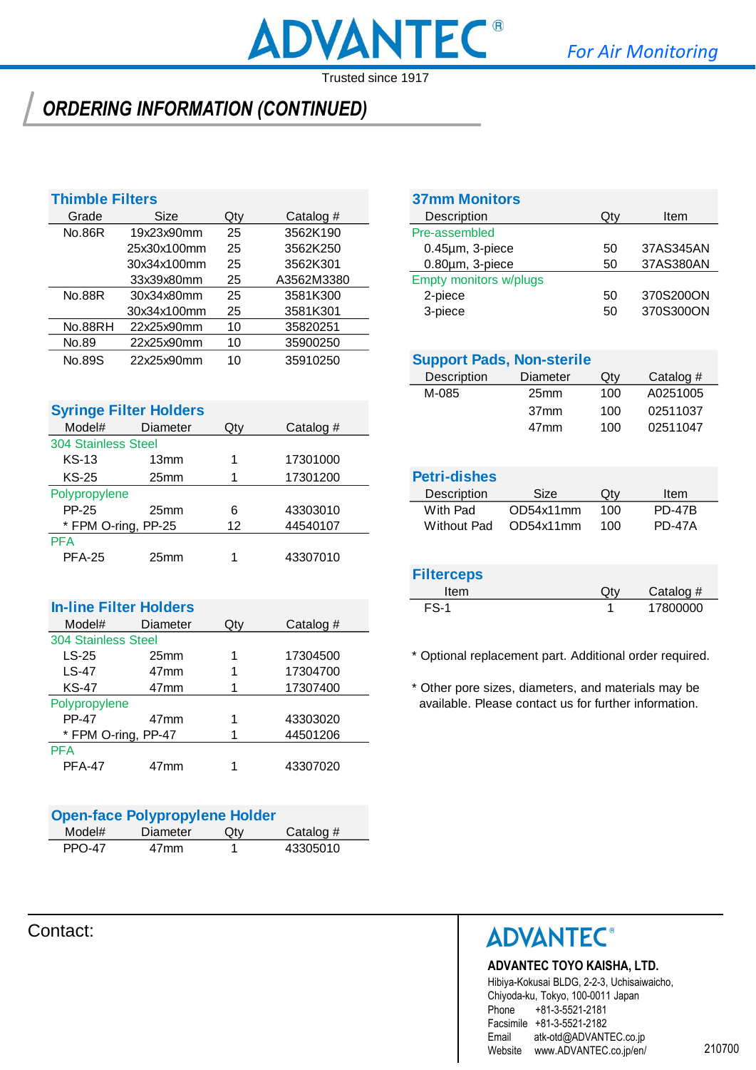## ORDERING INFORMATION (CONTINUED)

### Thimble Filters

| Grade | Size | Qty | Catalog # |
|---|---|---|---|
| No.86R | 19x23x90mm | 25 | 3562K190 |
| | 25x30x100mm | 25 | 3562K250 |
| | 30x34x100mm | 25 | 3562K301 |
| | 33x39x80mm | 25 | A3562M3380 |
| No.88R | 30x34x80mm | 25 | 3581K300 |
| | 30x34x100mm | 25 | 3581K301 |
| No.88RH | 22x25x90mm | 10 | 35820251 |
| No.89 | 22x25x90mm | 10 | 35900250 |
| No.89S | 22x25x90mm | 10 | 35910250 |

### Syringe Filter Holders

| Model# | Diameter | Qty | Catalog # |
|---|---|---|---|
| 304 Stainless Steel | | | |
| KS-13 | 13mm | 1 | 17301000 |
| KS-25 | 25mm | 1 | 17301200 |
| Polypropylene | | | |
| PP-25 | 25mm | 6 | 43303010 |
| * FPM O-ring, PP-25 | | 12 | 44540107 |
| PFA | | | |
| PFA-25 | 25mm | 1 | 43307010 |

### In-line Filter Holders

| Model# | Diameter | Qty | Catalog # |
|---|---|---|---|
| 304 Stainless Steel | | | |
| LS-25 | 25mm | 1 | 17304500 |
| LS-47 | 47mm | 1 | 17304700 |
| KS-47 | 47mm | 1 | 17307400 |
| Polypropylene | | | |
| PP-47 | 47mm | 1 | 43303020 |
| * FPM O-ring, PP-47 | | 1 | 44501206 |
| PFA | | | |
| PFA-47 | 47mm | 1 | 43307020 |

### Open-face Polypropylene Holder

| Model# | Diameter | Qty | Catalog # |
|---|---|---|---|
| PPO-47 | 47mm | 1 | 43305010 |

### 37mm Monitors

| Description | Qty | Item |
|---|---|---|
| Pre-assembled | | |
| 0.45µm, 3-piece | 50 | 37AS345AN |
| 0.80µm, 3-piece | 50 | 37AS380AN |
| Empty monitors w/plugs | | |
| 2-piece | 50 | 370S200ON |
| 3-piece | 50 | 370S300ON |

### Support Pads, Non-sterile

| Description | Diameter | Qty | Catalog # |
|---|---|---|---|
| M-085 | 25mm | 100 | A0251005 |
| | 37mm | 100 | 02511037 |
| | 47mm | 100 | 02511047 |

### Petri-dishes

| Description | Size | Qty | Item |
|---|---|---|---|
| With Pad | OD54x11mm | 100 | PD-47B |
| Without Pad | OD54x11mm | 100 | PD-47A |

### Filterceps

| Item | Qty | Catalog # |
|---|---|---|
| FS-1 | 1 | 17800000 |

* Optional replacement part. Additional order required.

* Other pore sizes, diameters, and materials may be available. Please contact us for further information.

Contact:

**ADVANTEC TOYO KAISHA, LTD.**
Hibiya-Kokusai BLDG, 2-2-3, Uchisaiwaicho,
Chiyoda-ku, Tokyo, 100-0011 Japan
Phone +81-3-5521-2181
Facsimile +81-3-5521-2182
Email atk-otd@ADVANTEC.co.jp
Website www.ADVANTEC.co.jp/en/

210700